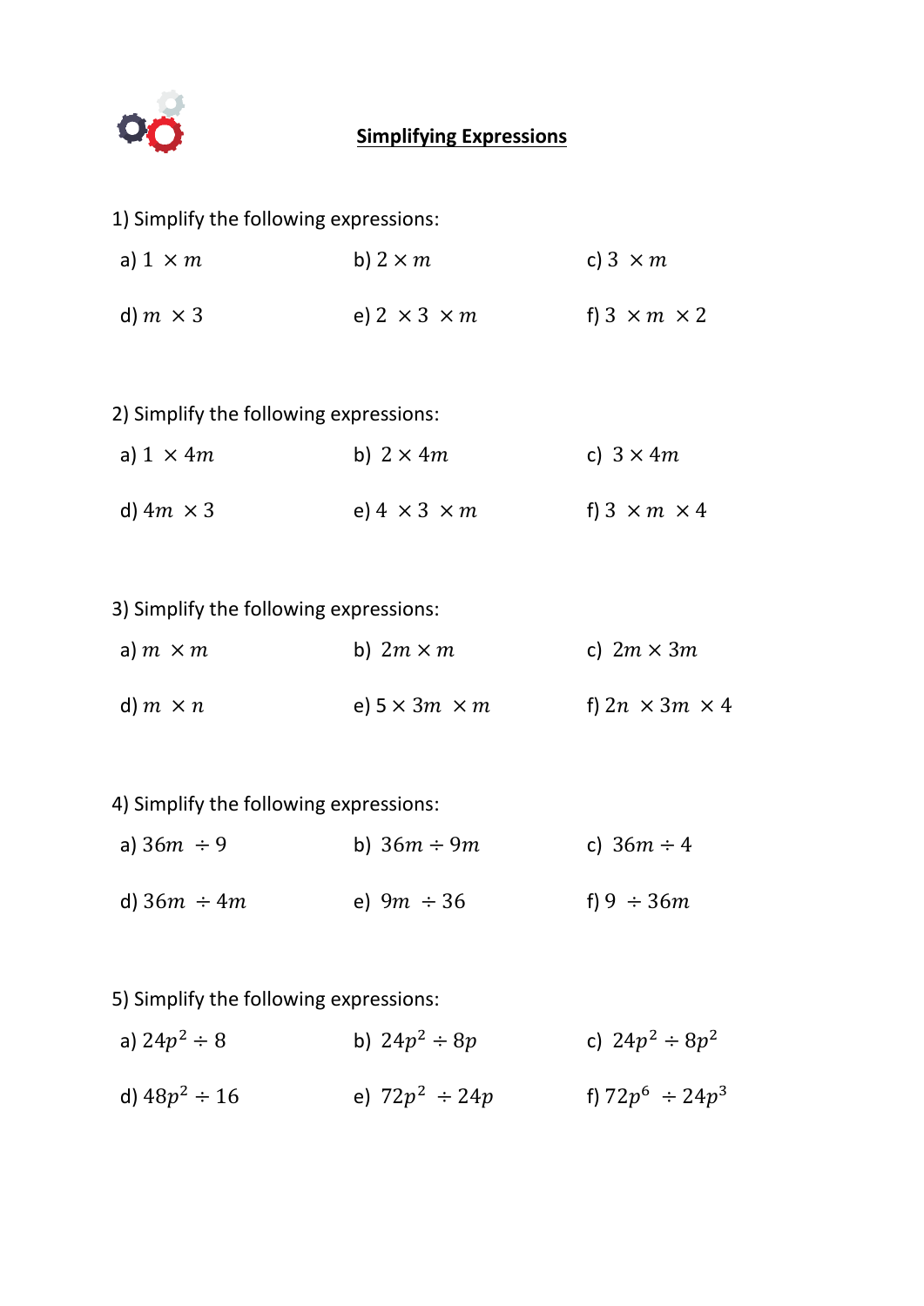# Simplifying Expressions

1) Simplify the following expressions:

a) $1 \times m$

b) $2 \times m$

c) $3 \times m$

d) $m \times 3$

e) $2 \times 3 \times m$

f) $3 \times m \times 2$

2) Simplify the following expressions:

a) $1 \times 4m$

b) $2 \times 4m$

c) $3 \times 4m$

d) $4m \times 3$

e) $4 \times 3 \times m$

f) $3 \times m \times 4$

3) Simplify the following expressions:

a) $m \times m$

b) $2m \times m$

c) $2m \times 3m$

d) $m \times n$

e) $5 \times 3m \times m$

f) $2n \times 3m \times 4$

4) Simplify the following expressions:

a) $36m \div 9$

b) $36m \div 9m$

c) $36m \div 4$

d) $36m \div 4m$

e) $9m \div 36$

f) $9 \div 36m$

5) Simplify the following expressions:

a) $24p^2 \div 8$

b) $24p^2 \div 8p$

c) $24p^2 \div 8p^2$

d) $48p^2 \div 16$

e) $72p^2 \div 24p$

f) $72p^6 \div 24p^3$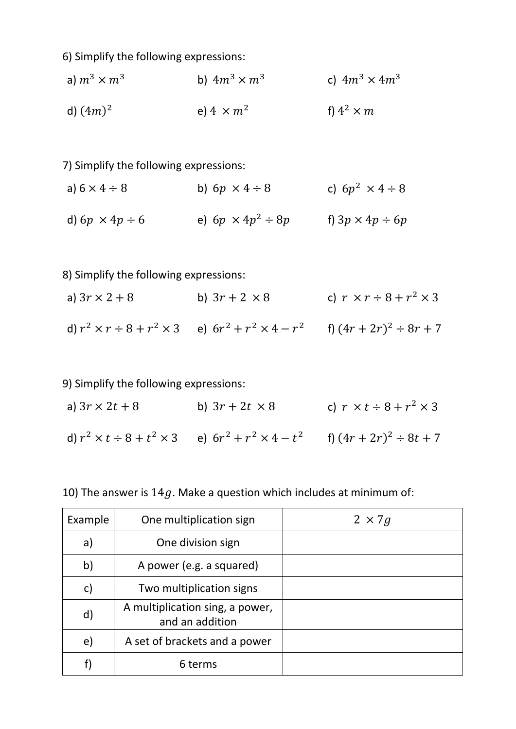6) Simplify the following expressions:

a) $m^3 \times m^3$

b) $4m^3 \times m^3$

c) $4m^3 \times 4m^3$

d) $(4m)^2$

e) $4 \times m^2$

f) $4^2 \times m$

7) Simplify the following expressions:

a) $6 \times 4 \div 8$

b) $6p \times 4 \div 8$

c) $6p^2 \times 4 \div 8$

d) $6p \times 4p \div 6$

e) $6p \times 4p^2 \div 8p$

f) $3p \times 4p \div 6p$

8) Simplify the following expressions:

a) $3r \times 2 + 8$

b) $3r + 2 \times 8$

c) $r \times r \div 8 + r^2 \times 3$

d) $r^2 \times r \div 8 + r^2 \times 3$

e) $6r^2 + r^2 \times 4 - r^2$

f) $(4r + 2r)^2 \div 8r + 7$

9) Simplify the following expressions:

a) $3r \times 2t + 8$

b) $3r + 2t \times 8$

c) $r \times t \div 8 + r^2 \times 3$

d) $r^2 \times t \div 8 + t^2 \times 3$

e) $6r^2 + r^2 \times 4 - t^2$

f) $(4r + 2r)^2 \div 8t + 7$

10) The answer is $14g$. Make a question which includes at minimum of:

| Example | One multiplication sign | $2 \times 7g$ |
|---|---|---|
| a) | One division sign | |
| b) | A power (e.g. a squared) | |
| c) | Two multiplication signs | |
| d) | A multiplication sing, a power, and an addition | |
| e) | A set of brackets and a power | |
| f) | 6 terms | |